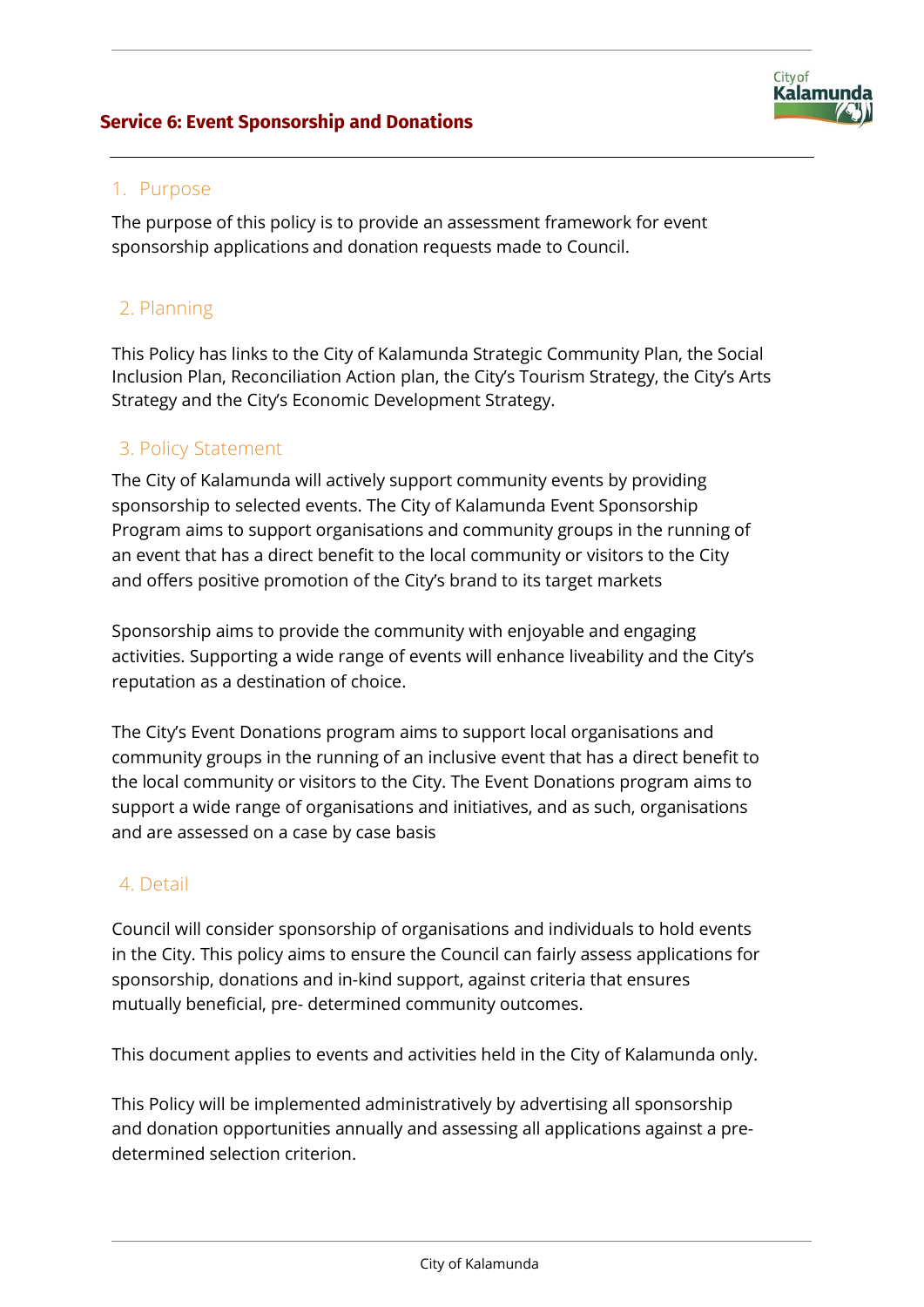# Service 6: Event Sponsorship and Donations

## 1. Purpose

The purpose of this policy is to provide an assessment framework for event sponsorship applications and donation requests made to Council.

## 2. Planning

This Policy has links to the City of Kalamunda Strategic Community Plan, the Social Inclusion Plan, Reconciliation Action plan, the City's Tourism Strategy, the City's Arts Strategy and the City's Economic Development Strategy.

## 3. Policy Statement

The City of Kalamunda will actively support community events by providing sponsorship to selected events. The City of Kalamunda Event Sponsorship Program aims to support organisations and community groups in the running of an event that has a direct benefit to the local community or visitors to the City and offers positive promotion of the City's brand to its target markets

Sponsorship aims to provide the community with enjoyable and engaging activities. Supporting a wide range of events will enhance liveability and the City's reputation as a destination of choice.

The City's Event Donations program aims to support local organisations and community groups in the running of an inclusive event that has a direct benefit to the local community or visitors to the City. The Event Donations program aims to support a wide range of organisations and initiatives, and as such, organisations and are assessed on a case by case basis

## 4. Detail

Council will consider sponsorship of organisations and individuals to hold events in the City. This policy aims to ensure the Council can fairly assess applications for sponsorship, donations and in-kind support, against criteria that ensures mutually beneficial, pre- determined community outcomes.

This document applies to events and activities held in the City of Kalamunda only.

This Policy will be implemented administratively by advertising all sponsorship and donation opportunities annually and assessing all applications against a pre-determined selection criterion.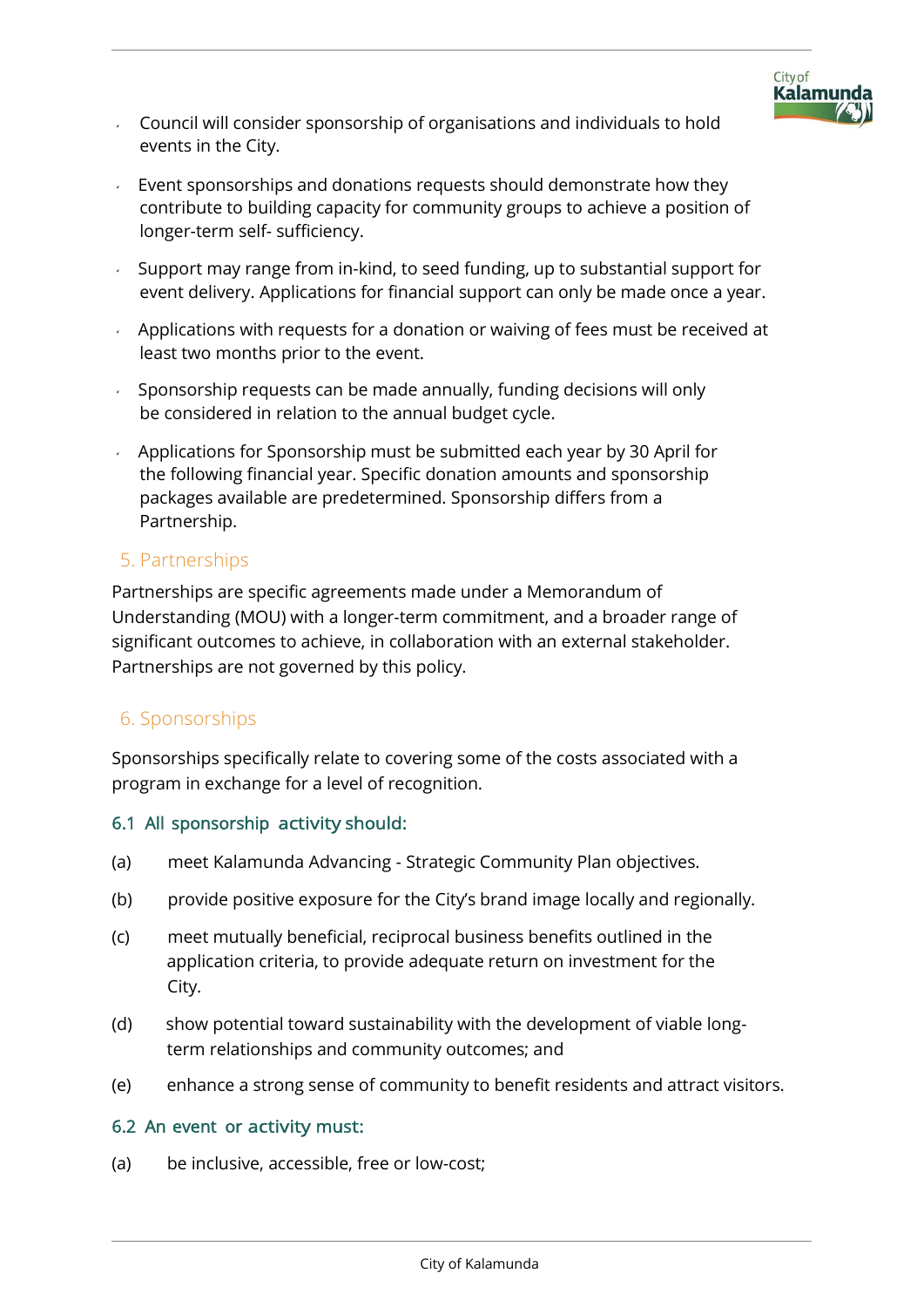- Council will consider sponsorship of organisations and individuals to hold events in the City.
- Event sponsorships and donations requests should demonstrate how they contribute to building capacity for community groups to achieve a position of longer-term self- sufficiency.
- Support may range from in-kind, to seed funding, up to substantial support for event delivery. Applications for financial support can only be made once a year.
- Applications with requests for a donation or waiving of fees must be received at least two months prior to the event.
- Sponsorship requests can be made annually, funding decisions will only be considered in relation to the annual budget cycle.
- Applications for Sponsorship must be submitted each year by 30 April for the following financial year. Specific donation amounts and sponsorship packages available are predetermined. Sponsorship differs from a Partnership.

## 5. Partnerships

Partnerships are specific agreements made under a Memorandum of Understanding (MOU) with a longer-term commitment, and a broader range of significant outcomes to achieve, in collaboration with an external stakeholder. Partnerships are not governed by this policy.

## 6. Sponsorships

Sponsorships specifically relate to covering some of the costs associated with a program in exchange for a level of recognition.

### 6.1 All sponsorship activity should:

(a) meet Kalamunda Advancing - Strategic Community Plan objectives.

(b) provide positive exposure for the City's brand image locally and regionally.

(c) meet mutually beneficial, reciprocal business benefits outlined in the application criteria, to provide adequate return on investment for the City.

(d) show potential toward sustainability with the development of viable long-term relationships and community outcomes; and

(e) enhance a strong sense of community to benefit residents and attract visitors.

### 6.2 An event or activity must:

(a) be inclusive, accessible, free or low-cost;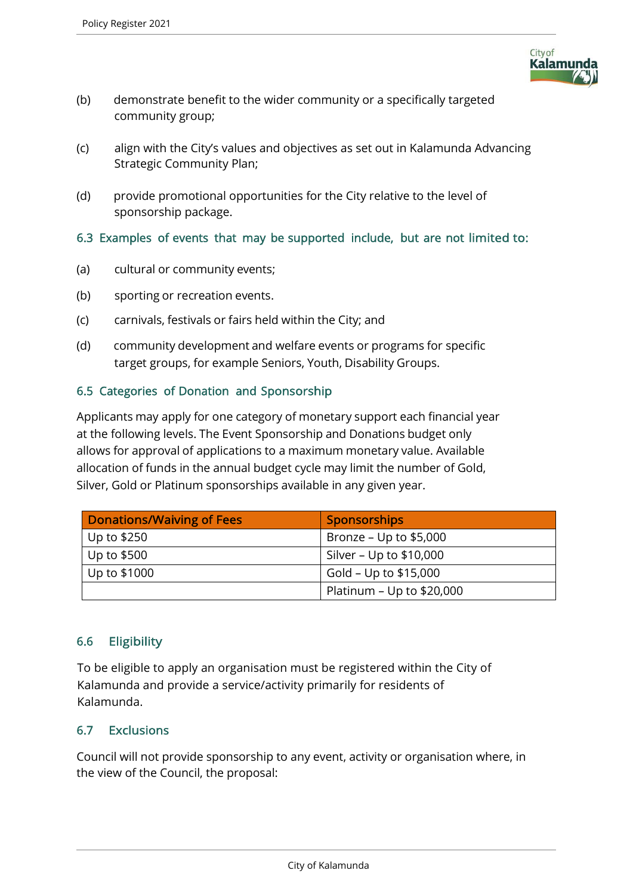(b) demonstrate benefit to the wider community or a specifically targeted community group;

(c) align with the City's values and objectives as set out in Kalamunda Advancing Strategic Community Plan;

(d) provide promotional opportunities for the City relative to the level of sponsorship package.

### 6.3 Examples of events that may be supported include, but are not limited to:

(a) cultural or community events;

(b) sporting or recreation events.

(c) carnivals, festivals or fairs held within the City; and

(d) community development and welfare events or programs for specific target groups, for example Seniors, Youth, Disability Groups.

### 6.5 Categories of Donation and Sponsorship

Applicants may apply for one category of monetary support each financial year at the following levels. The Event Sponsorship and Donations budget only allows for approval of applications to a maximum monetary value. Available allocation of funds in the annual budget cycle may limit the number of Gold, Silver, Gold or Platinum sponsorships available in any given year.

| Donations/Waiving of Fees | Sponsorships |
| --- | --- |
| Up to $250 | Bronze – Up to $5,000 |
| Up to $500 | Silver – Up to $10,000 |
| Up to $1000 | Gold – Up to $15,000 |
| | Platinum – Up to $20,000 |

### 6.6 Eligibility

To be eligible to apply an organisation must be registered within the City of Kalamunda and provide a service/activity primarily for residents of Kalamunda.

### 6.7 Exclusions

Council will not provide sponsorship to any event, activity or organisation where, in the view of the Council, the proposal: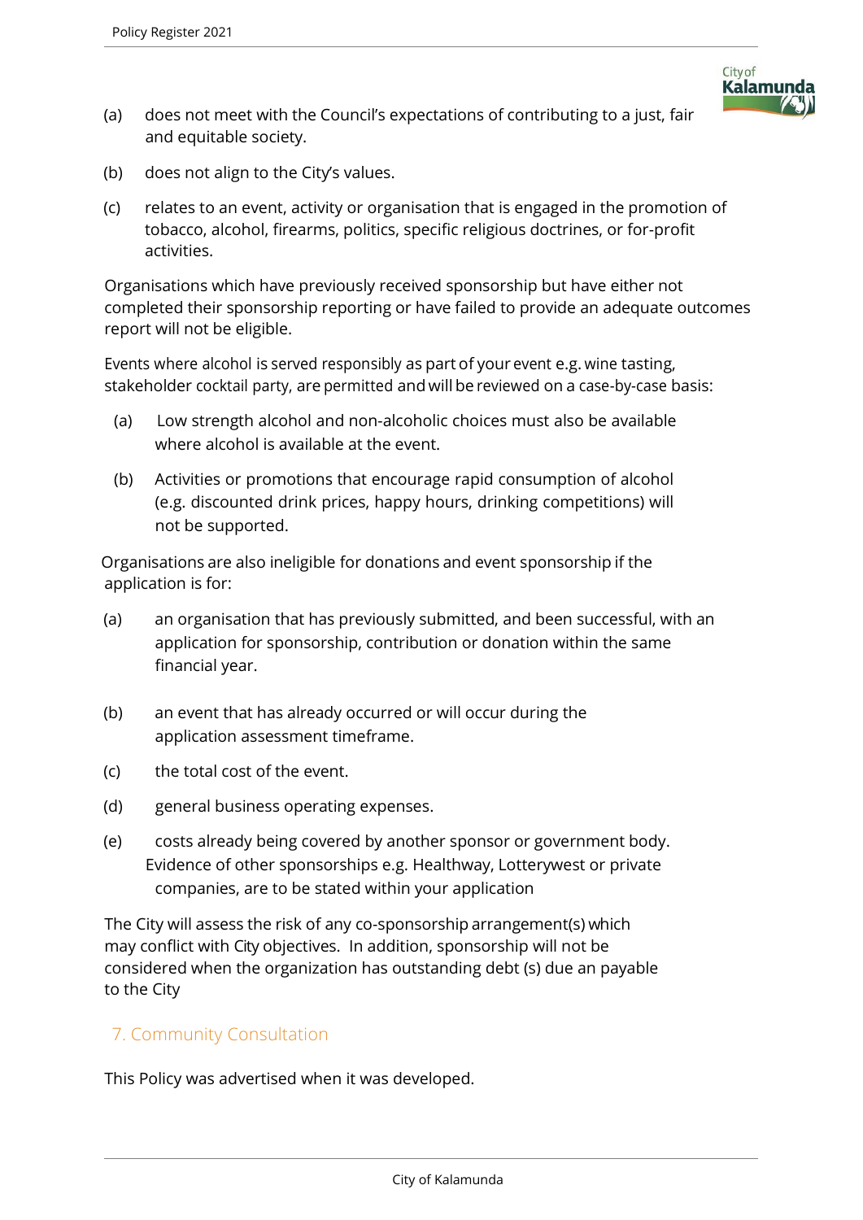(a) does not meet with the Council's expectations of contributing to a just, fair and equitable society.

(b) does not align to the City's values.

(c) relates to an event, activity or organisation that is engaged in the promotion of tobacco, alcohol, firearms, politics, specific religious doctrines, or for-profit activities.

Organisations which have previously received sponsorship but have either not completed their sponsorship reporting or have failed to provide an adequate outcomes report will not be eligible.

Events where alcohol is served responsibly as part of your event e.g. wine tasting, stakeholder cocktail party, are permitted and will be reviewed on a case-by-case basis:

(a) Low strength alcohol and non-alcoholic choices must also be available where alcohol is available at the event.

(b) Activities or promotions that encourage rapid consumption of alcohol (e.g. discounted drink prices, happy hours, drinking competitions) will not be supported.

Organisations are also ineligible for donations and event sponsorship if the application is for:

(a) an organisation that has previously submitted, and been successful, with an application for sponsorship, contribution or donation within the same financial year.

(b) an event that has already occurred or will occur during the application assessment timeframe.

(c) the total cost of the event.

(d) general business operating expenses.

(e) costs already being covered by another sponsor or government body. Evidence of other sponsorships e.g. Healthway, Lotterywest or private companies, are to be stated within your application

The City will assess the risk of any co-sponsorship arrangement(s) which may conflict with City objectives. In addition, sponsorship will not be considered when the organization has outstanding debt (s) due an payable to the City

## 7. Community Consultation

This Policy was advertised when it was developed.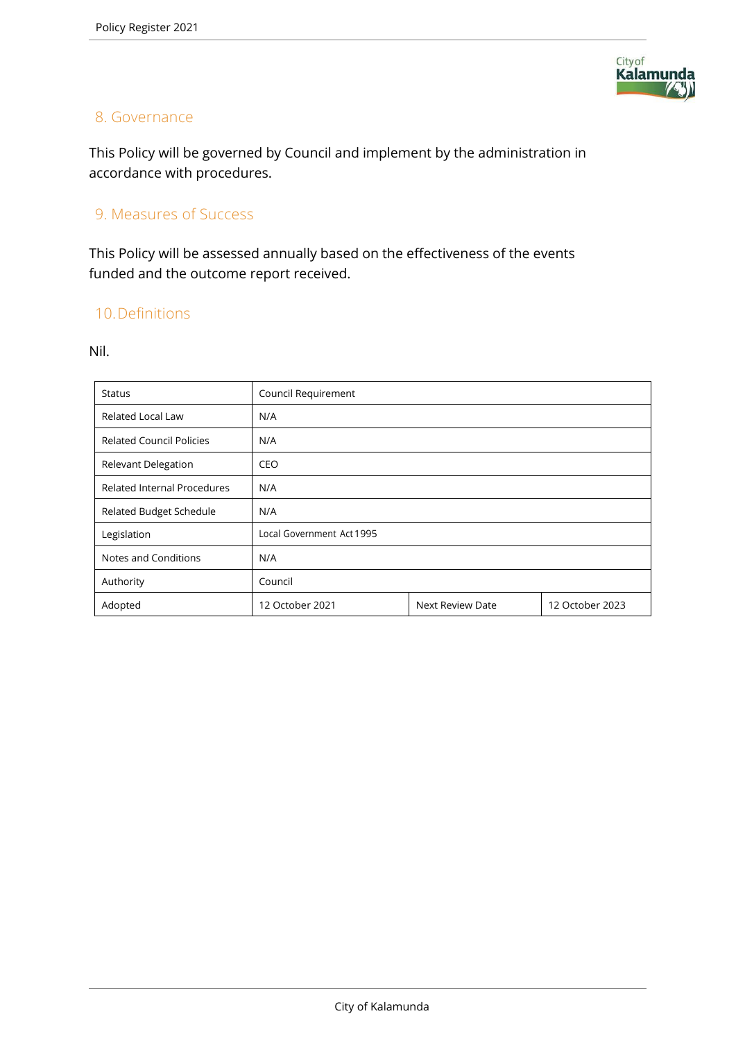## 8. Governance

This Policy will be governed by Council and implement by the administration in accordance with procedures.

## 9. Measures of Success

This Policy will be assessed annually based on the effectiveness of the events funded and the outcome report received.

## 10. Definitions

Nil.

| | | | |
|---|---|---|---|
| Status | Council Requirement | | |
| Related Local Law | N/A | | |
| Related Council Policies | N/A | | |
| Relevant Delegation | CEO | | |
| Related Internal Procedures | N/A | | |
| Related Budget Schedule | N/A | | |
| Legislation | Local Government Act 1995 | | |
| Notes and Conditions | N/A | | |
| Authority | Council | | |
| Adopted | 12 October 2021 | Next Review Date | 12 October 2023 |